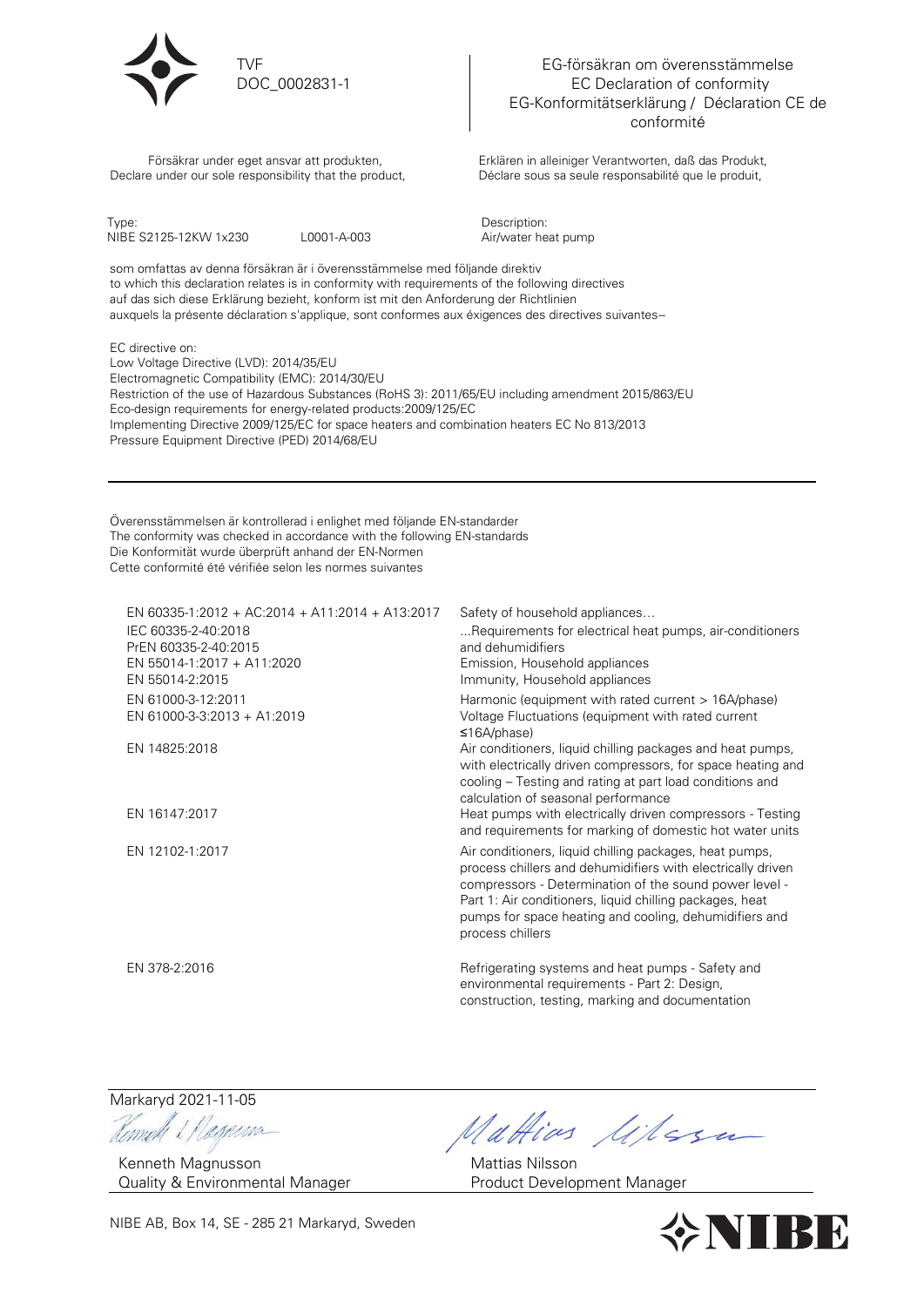TVF
DOC_0002831-1

EG-försäkran om överensstämmelse
EC Declaration of conformity
EG-Konformitätserklärung / Déclaration CE de conformité

Försäkrar under eget ansvar att produkten,
Declare under our sole responsibility that the product,

Erklären in alleiniger Verantwortung, daß das Produkt,
Déclare sous sa seule responsabilité que le produit,

Type:
NIBE S2125-12KW 1x230 L0001-A-003

Description:
Air/water heat pump

som omfattas av denna försäkran är i överensstämmelse med följande direktiv
to which this declaration relates is in conformity with requirements of the following directives
auf das sich diese Erklärung bezieht, konform ist mit den Anforderung der Richtlinien
auxquels la présente déclaration s'applique, sont conformes aux éxigences des directives suivantes–

EC directive on:
Low Voltage Directive (LVD): 2014/35/EU
Electromagnetic Compatibility (EMC): 2014/30/EU
Restriction of the use of Hazardous Substances (RoHS 3): 2011/65/EU including amendment 2015/863/EU
Eco-design requirements for energy-related products:2009/125/EC
Implementing Directive 2009/125/EC for space heaters and combination heaters EC No 813/2013
Pressure Equipment Directive (PED) 2014/68/EU

---

Överensstämmelsen är kontrollerad i enlighet med följande EN-standarder
The conformity was checked in accordance with the following EN-standards
Die Konformität wurde überprüft anhand der EN-Normen
Cette conformité été vérifiée selon les normes suivantes

| | |
|---|---|
| EN 60335-1:2012 + AC:2014 + A11:2014 + A13:2017 | Safety of household appliances… |
| IEC 60335-2-40:2018<br>PrEN 60335-2-40:2015 | …Requirements for electrical heat pumps, air-conditioners and dehumidifiers |
| EN 55014-1:2017 + A11:2020 | Emission, Household appliances |
| EN 55014-2:2015 | Immunity, Household appliances |
| EN 61000-3-12:2011 | Harmonic (equipment with rated current > 16A/phase) |
| EN 61000-3-3:2013 + A1:2019 | Voltage Fluctuations (equipment with rated current ≤16A/phase) |
| EN 14825:2018 | Air conditioners, liquid chilling packages and heat pumps, with electrically driven compressors, for space heating and cooling – Testing and rating at part load conditions and calculation of seasonal performance |
| EN 16147:2017 | Heat pumps with electrically driven compressors - Testing and requirements for marking of domestic hot water units |
| EN 12102-1:2017 | Air conditioners, liquid chilling packages, heat pumps, process chillers and dehumidifiers with electrically driven compressors - Determination of the sound power level - Part 1: Air conditioners, liquid chilling packages, heat pumps for space heating and cooling, dehumidifiers and process chillers |
| EN 378-2:2016 | Refrigerating systems and heat pumps - Safety and environmental requirements - Part 2: Design, construction, testing, marking and documentation |

Markaryd 2021-11-05

Kenneth Magnusson
Quality & Environmental Manager

Mattias Nilsson
Product Development Manager

NIBE AB, Box 14, SE - 285 21 Markaryd, Sweden

NIBE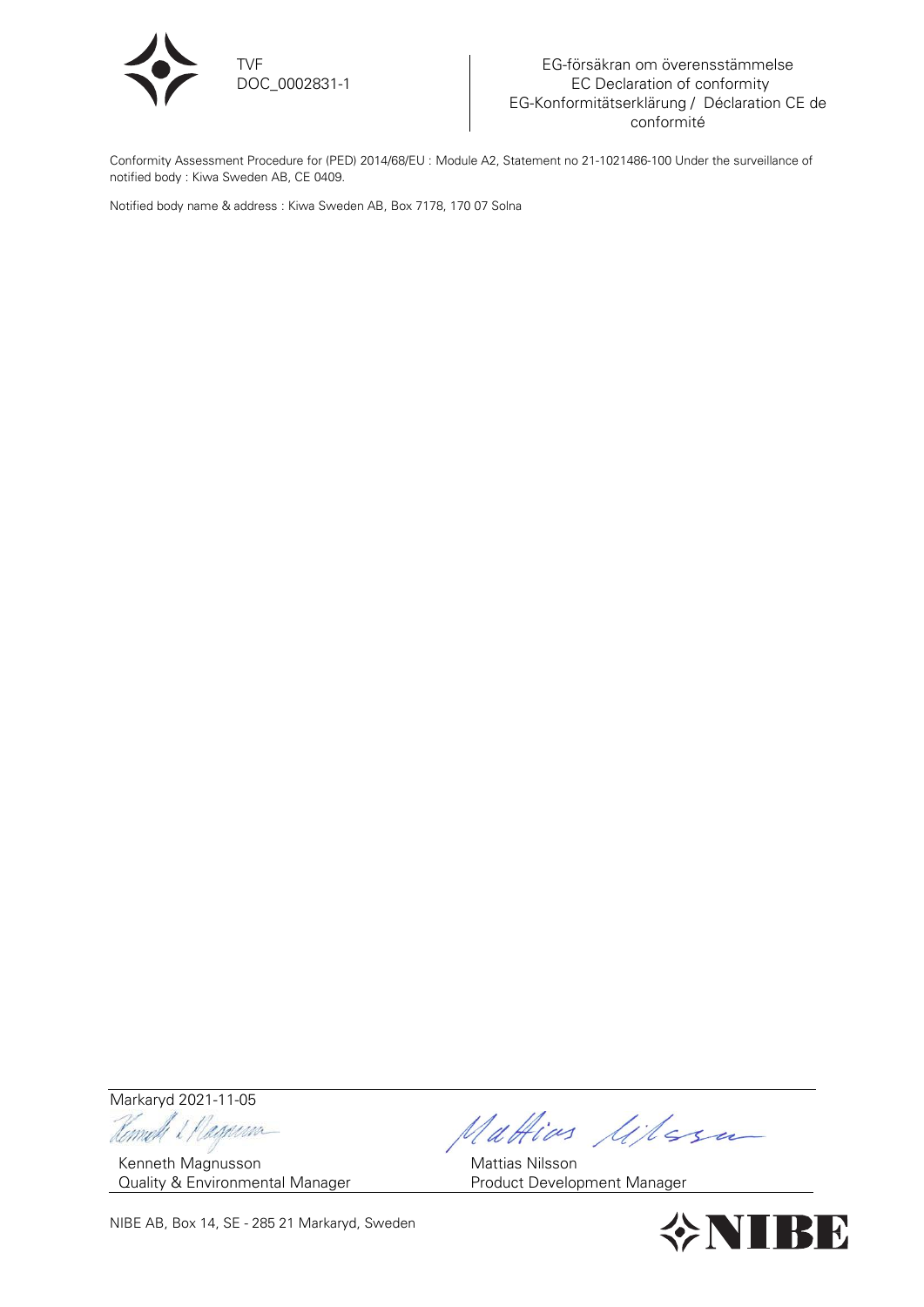TVF
DOC_0002831-1

EG-försäkran om överensstämmelse
EC Declaration of conformity
EG-Konformitätserklärung / Déclaration CE de conformité

Conformity Assessment Procedure for (PED) 2014/68/EU : Module A2, Statement no 21-1021486-100 Under the surveillance of notified body : Kiwa Sweden AB, CE 0409.

Notified body name & address : Kiwa Sweden AB, Box 7178, 170 07 Solna

Markaryd 2021-11-05

Kenneth Magnusson
Quality & Environmental Manager

Mattias Nilsson
Product Development Manager

NIBE AB, Box 14, SE - 285 21 Markaryd, Sweden

NIBE